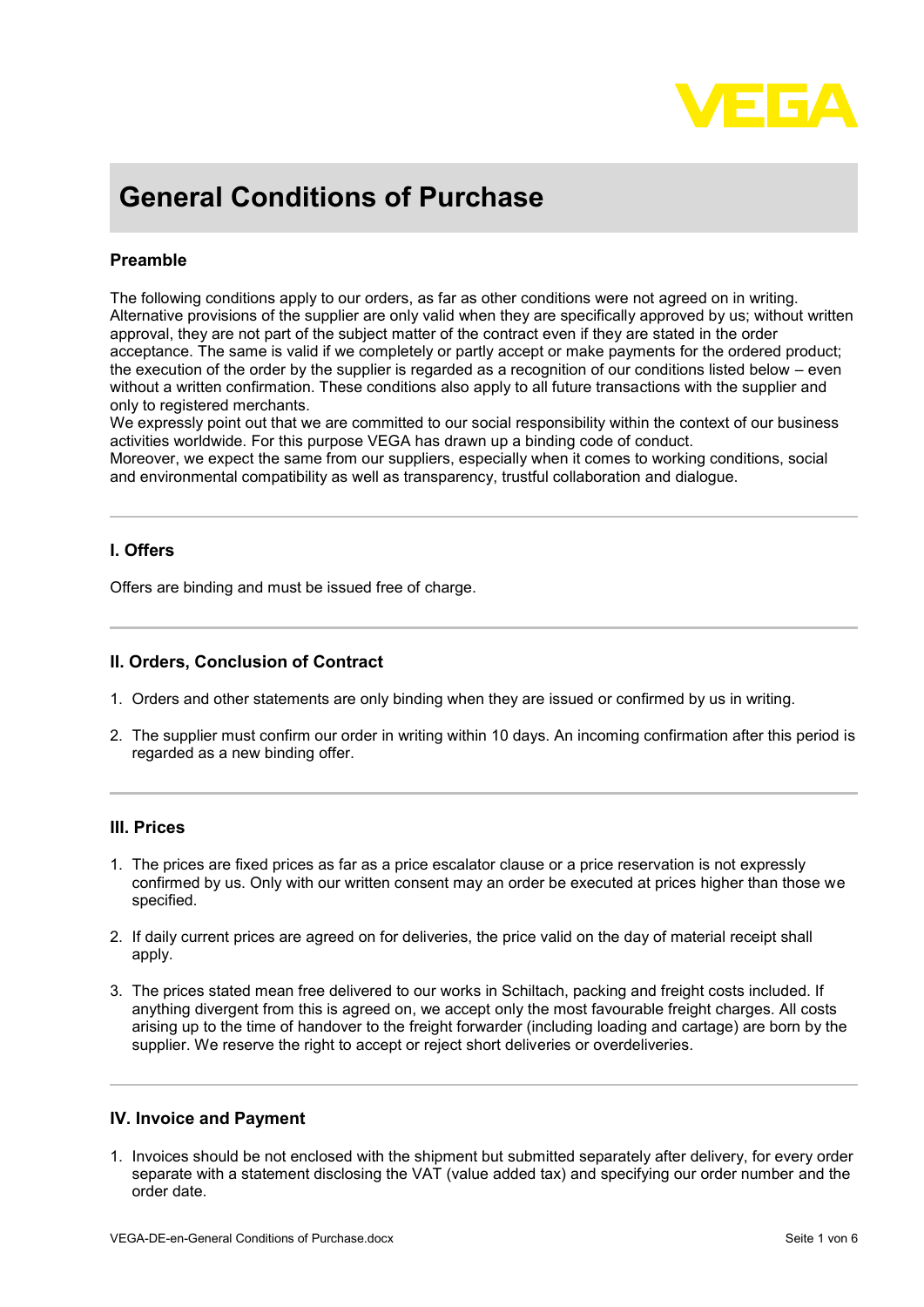# General Conditions of Purchase

## Preamble

The following conditions apply to our orders, as far as other conditions were not agreed on in writing. Alternative provisions of the supplier are only valid when they are specifically approved by us; without written approval, they are not part of the subject matter of the contract even if they are stated in the order acceptance. The same is valid if we completely or partly accept or make payments for the ordered product; the execution of the order by the supplier is regarded as a recognition of our conditions listed below – even without a written confirmation. These conditions also apply to all future transactions with the supplier and only to registered merchants.
We expressly point out that we are committed to our social responsibility within the context of our business activities worldwide. For this purpose VEGA has drawn up a binding code of conduct.
Moreover, we expect the same from our suppliers, especially when it comes to working conditions, social and environmental compatibility as well as transparency, trustful collaboration and dialogue.

## I. Offers

Offers are binding and must be issued free of charge.

## II. Orders, Conclusion of Contract

1. Orders and other statements are only binding when they are issued or confirmed by us in writing.
2. The supplier must confirm our order in writing within 10 days. An incoming confirmation after this period is regarded as a new binding offer.

## III. Prices

1. The prices are fixed prices as far as a price escalator clause or a price reservation is not expressly confirmed by us. Only with our written consent may an order be executed at prices higher than those we specified.
2. If daily current prices are agreed on for deliveries, the price valid on the day of material receipt shall apply.
3. The prices stated mean free delivered to our works in Schiltach, packing and freight costs included. If anything divergent from this is agreed on, we accept only the most favourable freight charges. All costs arising up to the time of handover to the freight forwarder (including loading and cartage) are born by the supplier. We reserve the right to accept or reject short deliveries or overdeliveries.

## IV. Invoice and Payment

1. Invoices should be not enclosed with the shipment but submitted separately after delivery, for every order separate with a statement disclosing the VAT (value added tax) and specifying our order number and the order date.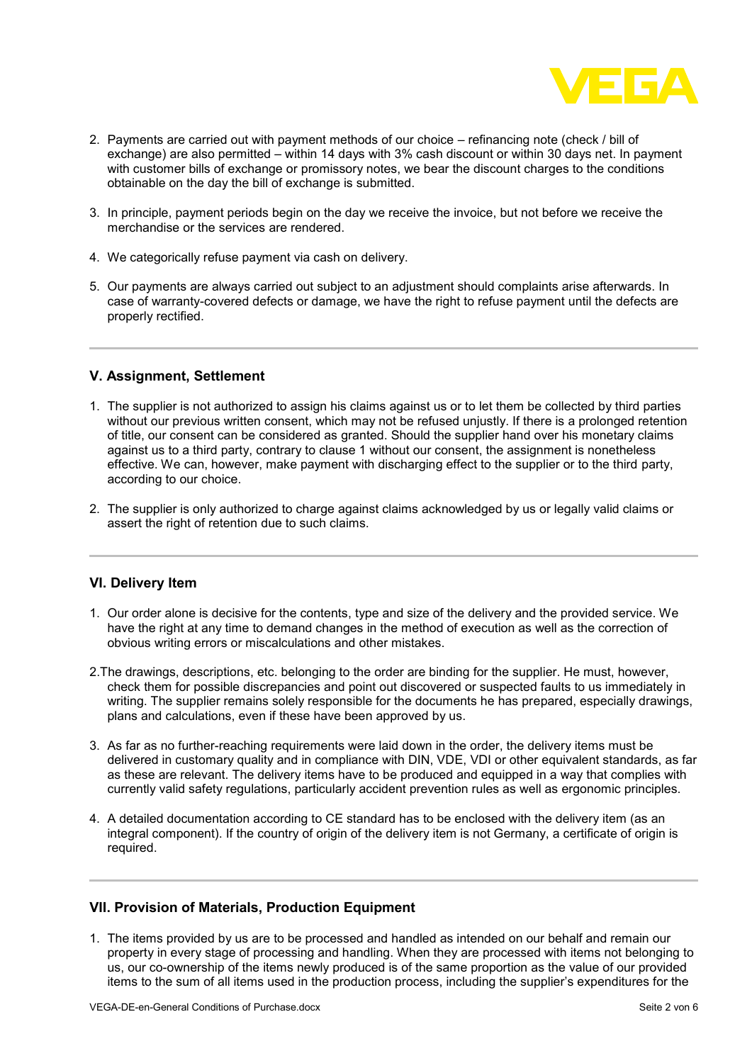2. Payments are carried out with payment methods of our choice – refinancing note (check / bill of exchange) are also permitted – within 14 days with 3% cash discount or within 30 days net. In payment with customer bills of exchange or promissory notes, we bear the discount charges to the conditions obtainable on the day the bill of exchange is submitted.

3. In principle, payment periods begin on the day we receive the invoice, but not before we receive the merchandise or the services are rendered.

4. We categorically refuse payment via cash on delivery.

5. Our payments are always carried out subject to an adjustment should complaints arise afterwards. In case of warranty-covered defects or damage, we have the right to refuse payment until the defects are properly rectified.

---

### V. Assignment, Settlement

1. The supplier is not authorized to assign his claims against us or to let them be collected by third parties without our previous written consent, which may not be refused unjustly. If there is a prolonged retention of title, our consent can be considered as granted. Should the supplier hand over his monetary claims against us to a third party, contrary to clause 1 without our consent, the assignment is nonetheless effective. We can, however, make payment with discharging effect to the supplier or to the third party, according to our choice.

2. The supplier is only authorized to charge against claims acknowledged by us or legally valid claims or assert the right of retention due to such claims.

---

### VI. Delivery Item

1. Our order alone is decisive for the contents, type and size of the delivery and the provided service. We have the right at any time to demand changes in the method of execution as well as the correction of obvious writing errors or miscalculations and other mistakes.

2. The drawings, descriptions, etc. belonging to the order are binding for the supplier. He must, however, check them for possible discrepancies and point out discovered or suspected faults to us immediately in writing. The supplier remains solely responsible for the documents he has prepared, especially drawings, plans and calculations, even if these have been approved by us.

3. As far as no further-reaching requirements were laid down in the order, the delivery items must be delivered in customary quality and in compliance with DIN, VDE, VDI or other equivalent standards, as far as these are relevant. The delivery items have to be produced and equipped in a way that complies with currently valid safety regulations, particularly accident prevention rules as well as ergonomic principles.

4. A detailed documentation according to CE standard has to be enclosed with the delivery item (as an integral component). If the country of origin of the delivery item is not Germany, a certificate of origin is required.

---

### VII. Provision of Materials, Production Equipment

1. The items provided by us are to be processed and handled as intended on our behalf and remain our property in every stage of processing and handling. When they are processed with items not belonging to us, our co-ownership of the items newly produced is of the same proportion as the value of our provided items to the sum of all items used in the production process, including the supplier's expenditures for the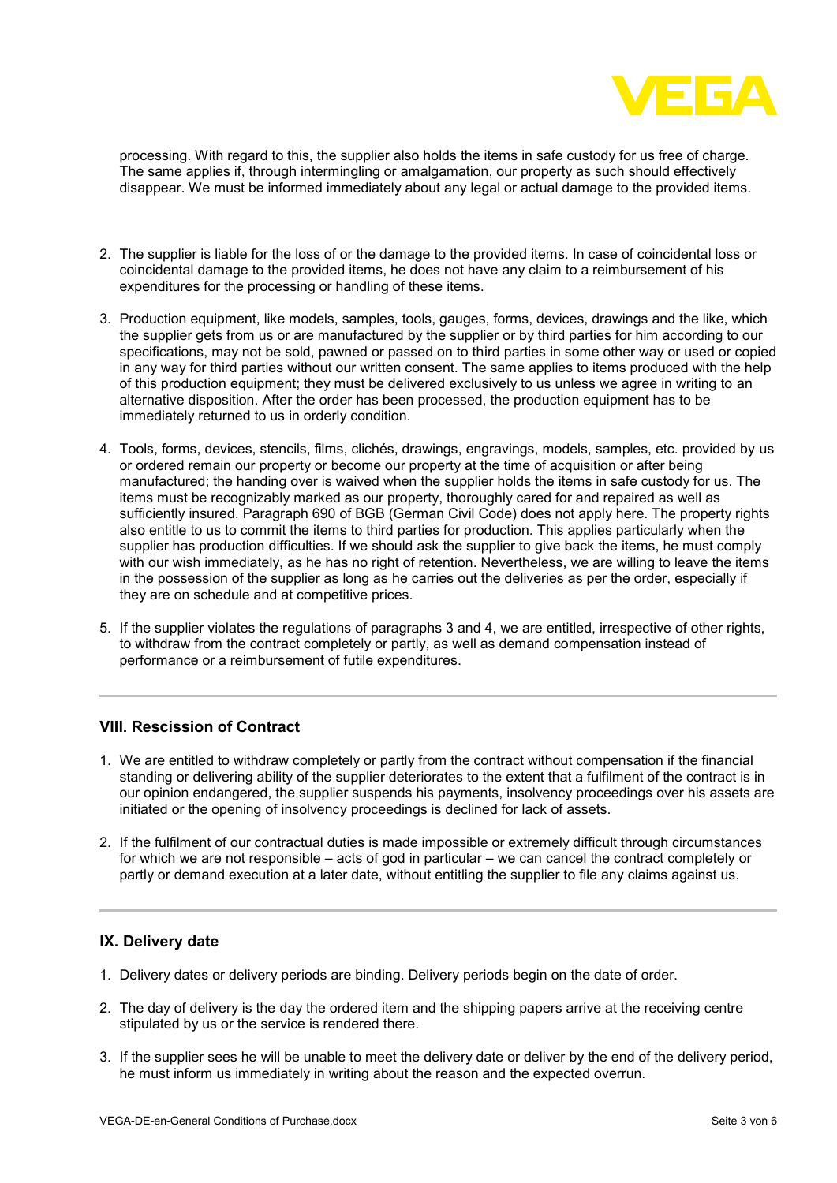processing. With regard to this, the supplier also holds the items in safe custody for us free of charge. The same applies if, through intermingling or amalgamation, our property as such should effectively disappear. We must be informed immediately about any legal or actual damage to the provided items.

2. The supplier is liable for the loss of or the damage to the provided items. In case of coincidental loss or coincidental damage to the provided items, he does not have any claim to a reimbursement of his expenditures for the processing or handling of these items.

3. Production equipment, like models, samples, tools, gauges, forms, devices, drawings and the like, which the supplier gets from us or are manufactured by the supplier or by third parties for him according to our specifications, may not be sold, pawned or passed on to third parties in some other way or used or copied in any way for third parties without our written consent. The same applies to items produced with the help of this production equipment; they must be delivered exclusively to us unless we agree in writing to an alternative disposition. After the order has been processed, the production equipment has to be immediately returned to us in orderly condition.

4. Tools, forms, devices, stencils, films, clichés, drawings, engravings, models, samples, etc. provided by us or ordered remain our property or become our property at the time of acquisition or after being manufactured; the handing over is waived when the supplier holds the items in safe custody for us. The items must be recognizably marked as our property, thoroughly cared for and repaired as well as sufficiently insured. Paragraph 690 of BGB (German Civil Code) does not apply here. The property rights also entitle to us to commit the items to third parties for production. This applies particularly when the supplier has production difficulties. If we should ask the supplier to give back the items, he must comply with our wish immediately, as he has no right of retention. Nevertheless, we are willing to leave the items in the possession of the supplier as long as he carries out the deliveries as per the order, especially if they are on schedule and at competitive prices.

5. If the supplier violates the regulations of paragraphs 3 and 4, we are entitled, irrespective of other rights, to withdraw from the contract completely or partly, as well as demand compensation instead of performance or a reimbursement of futile expenditures.

### VIII. Rescission of Contract

1. We are entitled to withdraw completely or partly from the contract without compensation if the financial standing or delivering ability of the supplier deteriorates to the extent that a fulfilment of the contract is in our opinion endangered, the supplier suspends his payments, insolvency proceedings over his assets are initiated or the opening of insolvency proceedings is declined for lack of assets.

2. If the fulfilment of our contractual duties is made impossible or extremely difficult through circumstances for which we are not responsible – acts of god in particular – we can cancel the contract completely or partly or demand execution at a later date, without entitling the supplier to file any claims against us.

### IX. Delivery date

1. Delivery dates or delivery periods are binding. Delivery periods begin on the date of order.

2. The day of delivery is the day the ordered item and the shipping papers arrive at the receiving centre stipulated by us or the service is rendered there.

3. If the supplier sees he will be unable to meet the delivery date or deliver by the end of the delivery period, he must inform us immediately in writing about the reason and the expected overrun.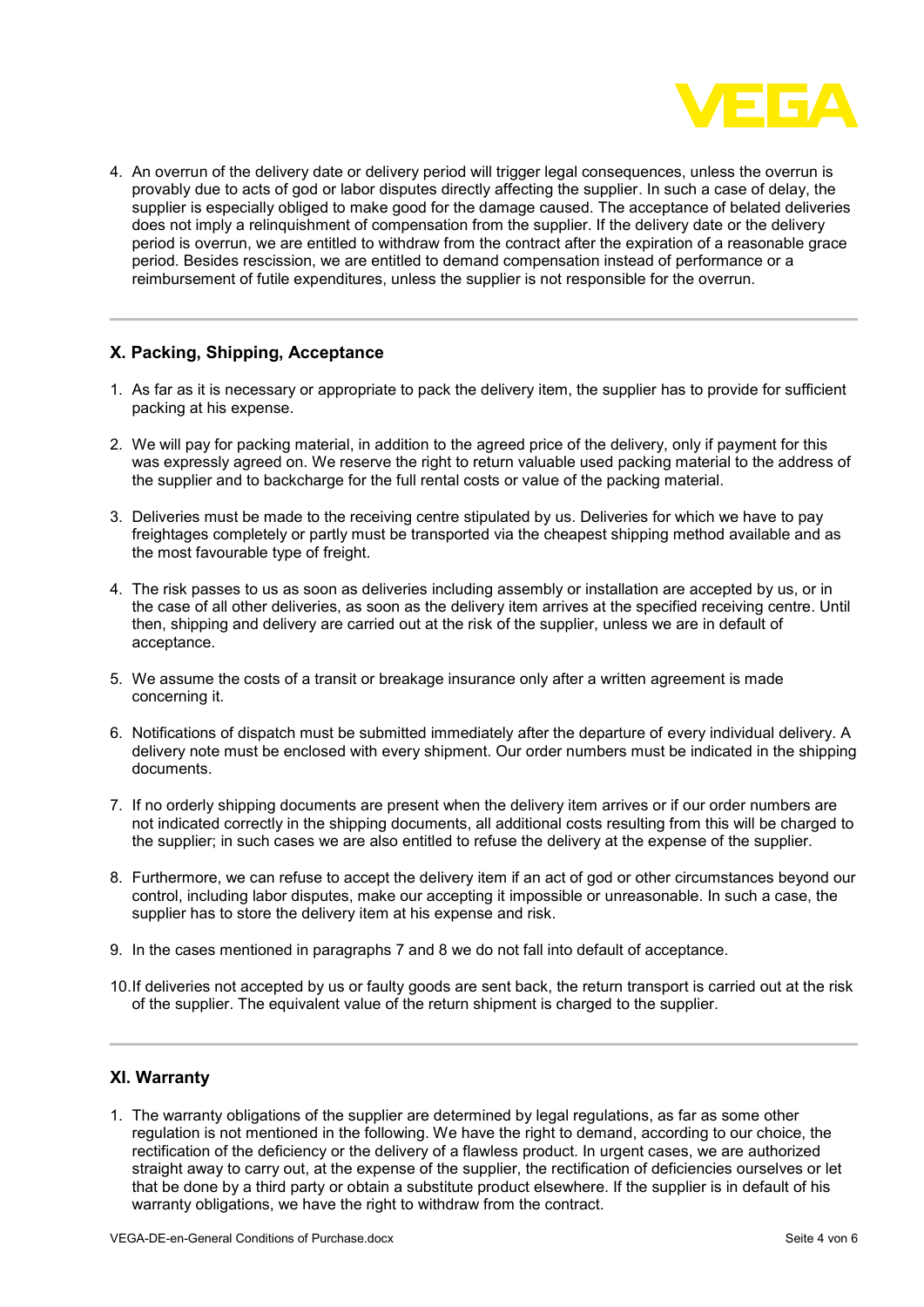4. An overrun of the delivery date or delivery period will trigger legal consequences, unless the overrun is provably due to acts of god or labor disputes directly affecting the supplier. In such a case of delay, the supplier is especially obliged to make good for the damage caused. The acceptance of belated deliveries does not imply a relinquishment of compensation from the supplier. If the delivery date or the delivery period is overrun, we are entitled to withdraw from the contract after the expiration of a reasonable grace period. Besides rescission, we are entitled to demand compensation instead of performance or a reimbursement of futile expenditures, unless the supplier is not responsible for the overrun.

## X. Packing, Shipping, Acceptance

1. As far as it is necessary or appropriate to pack the delivery item, the supplier has to provide for sufficient packing at his expense.

2. We will pay for packing material, in addition to the agreed price of the delivery, only if payment for this was expressly agreed on. We reserve the right to return valuable used packing material to the address of the supplier and to backcharge for the full rental costs or value of the packing material.

3. Deliveries must be made to the receiving centre stipulated by us. Deliveries for which we have to pay freightages completely or partly must be transported via the cheapest shipping method available and as the most favourable type of freight.

4. The risk passes to us as soon as deliveries including assembly or installation are accepted by us, or in the case of all other deliveries, as soon as the delivery item arrives at the specified receiving centre. Until then, shipping and delivery are carried out at the risk of the supplier, unless we are in default of acceptance.

5. We assume the costs of a transit or breakage insurance only after a written agreement is made concerning it.

6. Notifications of dispatch must be submitted immediately after the departure of every individual delivery. A delivery note must be enclosed with every shipment. Our order numbers must be indicated in the shipping documents.

7. If no orderly shipping documents are present when the delivery item arrives or if our order numbers are not indicated correctly in the shipping documents, all additional costs resulting from this will be charged to the supplier; in such cases we are also entitled to refuse the delivery at the expense of the supplier.

8. Furthermore, we can refuse to accept the delivery item if an act of god or other circumstances beyond our control, including labor disputes, make our accepting it impossible or unreasonable. In such a case, the supplier has to store the delivery item at his expense and risk.

9. In the cases mentioned in paragraphs 7 and 8 we do not fall into default of acceptance.

10. If deliveries not accepted by us or faulty goods are sent back, the return transport is carried out at the risk of the supplier. The equivalent value of the return shipment is charged to the supplier.

## XI. Warranty

1. The warranty obligations of the supplier are determined by legal regulations, as far as some other regulation is not mentioned in the following. We have the right to demand, according to our choice, the rectification of the deficiency or the delivery of a flawless product. In urgent cases, we are authorized straight away to carry out, at the expense of the supplier, the rectification of deficiencies ourselves or let that be done by a third party or obtain a substitute product elsewhere. If the supplier is in default of his warranty obligations, we have the right to withdraw from the contract.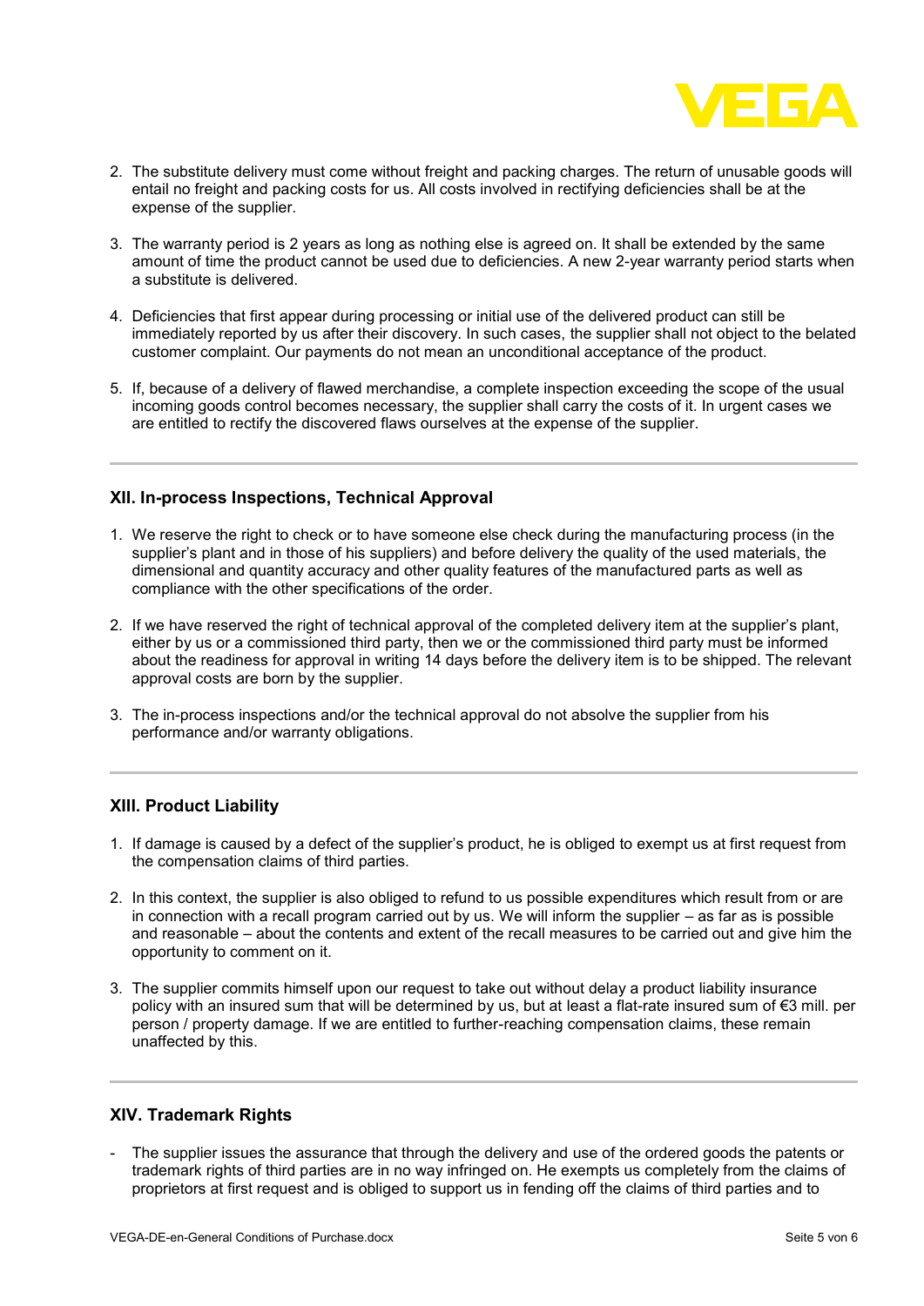2. The substitute delivery must come without freight and packing charges. The return of unusable goods will entail no freight and packing costs for us. All costs involved in rectifying deficiencies shall be at the expense of the supplier.

3. The warranty period is 2 years as long as nothing else is agreed on. It shall be extended by the same amount of time the product cannot be used due to deficiencies. A new 2-year warranty period starts when a substitute is delivered.

4. Deficiencies that first appear during processing or initial use of the delivered product can still be immediately reported by us after their discovery. In such cases, the supplier shall not object to the belated customer complaint. Our payments do not mean an unconditional acceptance of the product.

5. If, because of a delivery of flawed merchandise, a complete inspection exceeding the scope of the usual incoming goods control becomes necessary, the supplier shall carry the costs of it. In urgent cases we are entitled to rectify the discovered flaws ourselves at the expense of the supplier.

---

### XII. In-process Inspections, Technical Approval

1. We reserve the right to check or to have someone else check during the manufacturing process (in the supplier's plant and in those of his suppliers) and before delivery the quality of the used materials, the dimensional and quantity accuracy and other quality features of the manufactured parts as well as compliance with the other specifications of the order.

2. If we have reserved the right of technical approval of the completed delivery item at the supplier's plant, either by us or a commissioned third party, then we or the commissioned third party must be informed about the readiness for approval in writing 14 days before the delivery item is to be shipped. The relevant approval costs are born by the supplier.

3. The in-process inspections and/or the technical approval do not absolve the supplier from his performance and/or warranty obligations.

---

### XIII. Product Liability

1. If damage is caused by a defect of the supplier's product, he is obliged to exempt us at first request from the compensation claims of third parties.

2. In this context, the supplier is also obliged to refund to us possible expenditures which result from or are in connection with a recall program carried out by us. We will inform the supplier – as far as is possible and reasonable – about the contents and extent of the recall measures to be carried out and give him the opportunity to comment on it.

3. The supplier commits himself upon our request to take out without delay a product liability insurance policy with an insured sum that will be determined by us, but at least a flat-rate insured sum of €3 mill. per person / property damage. If we are entitled to further-reaching compensation claims, these remain unaffected by this.

---

### XIV. Trademark Rights

- The supplier issues the assurance that through the delivery and use of the ordered goods the patents or trademark rights of third parties are in no way infringed on. He exempts us completely from the claims of proprietors at first request and is obliged to support us in fending off the claims of third parties and to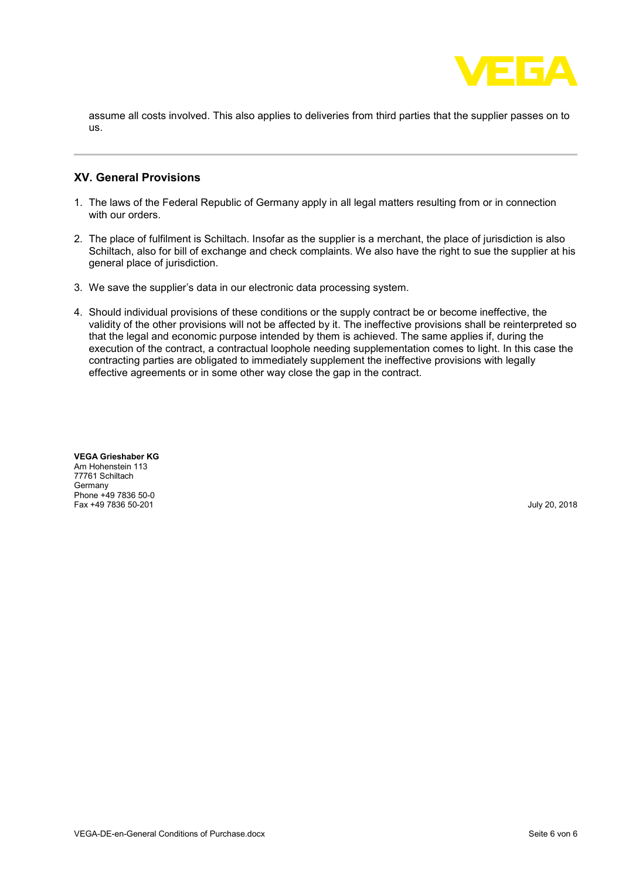assume all costs involved. This also applies to deliveries from third parties that the supplier passes on to us.

---

## XV. General Provisions

1. The laws of the Federal Republic of Germany apply in all legal matters resulting from or in connection with our orders.

2. The place of fulfilment is Schiltach. Insofar as the supplier is a merchant, the place of jurisdiction is also Schiltach, also for bill of exchange and check complaints. We also have the right to sue the supplier at his general place of jurisdiction.

3. We save the supplier's data in our electronic data processing system.

4. Should individual provisions of these conditions or the supply contract be or become ineffective, the validity of the other provisions will not be affected by it. The ineffective provisions shall be reinterpreted so that the legal and economic purpose intended by them is achieved. The same applies if, during the execution of the contract, a contractual loophole needing supplementation comes to light. In this case the contracting parties are obligated to immediately supplement the ineffective provisions with legally effective agreements or in some other way close the gap in the contract.

**VEGA Grieshaber KG**
Am Hohenstein 113
77761 Schiltach
Germany
Phone +49 7836 50-0
Fax +49 7836 50-201

July 20, 2018